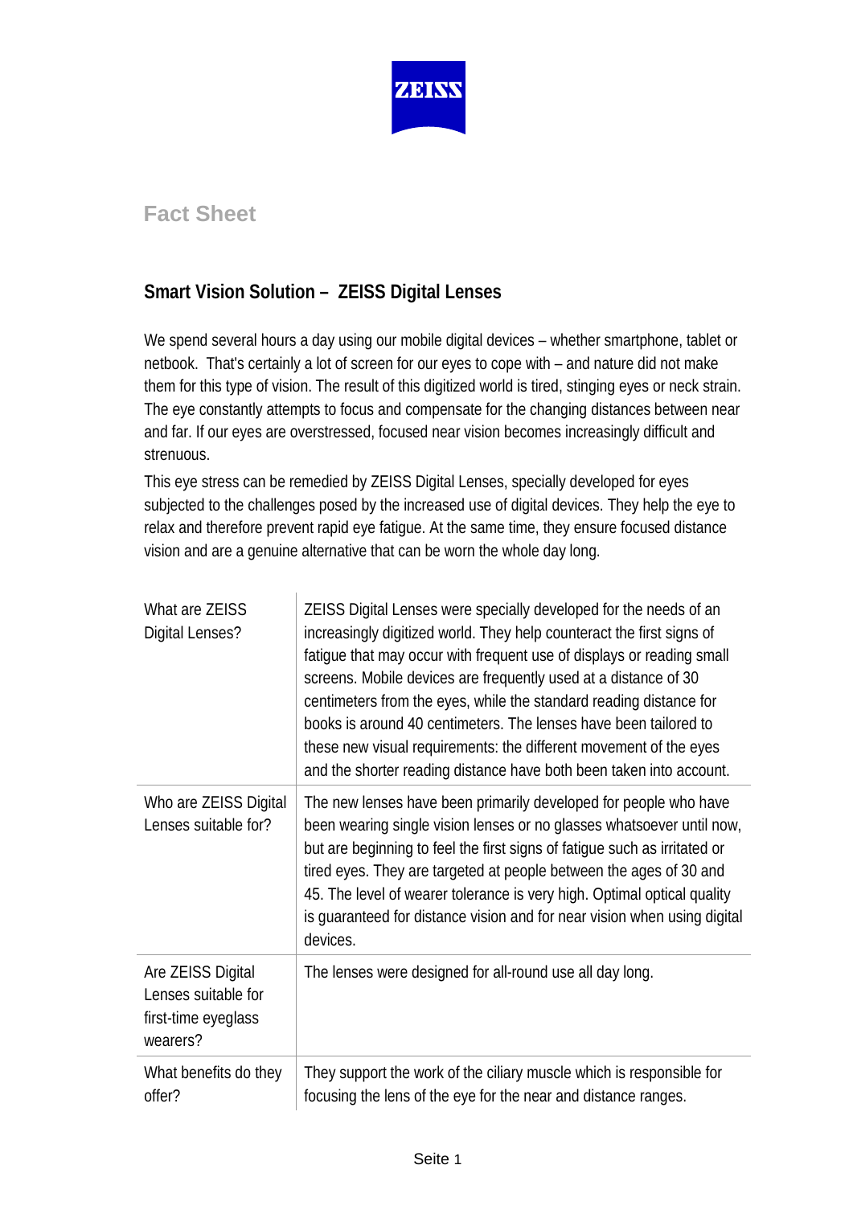ZEISS

## Fact Sheet

### Smart Vision Solution – ZEISS Digital Lenses

We spend several hours a day using our mobile digital devices – whether smartphone, tablet or netbook. That's certainly a lot of screen for our eyes to cope with – and nature did not make them for this type of vision. The result of this digitized world is tired, stinging eyes or neck strain. The eye constantly attempts to focus and compensate for the changing distances between near and far. If our eyes are overstressed, focused near vision becomes increasingly difficult and strenuous.

This eye stress can be remedied by ZEISS Digital Lenses, specially developed for eyes subjected to the challenges posed by the increased use of digital devices. They help the eye to relax and therefore prevent rapid eye fatigue. At the same time, they ensure focused distance vision and are a genuine alternative that can be worn the whole day long.

| | |
|---|---|
| What are ZEISS Digital Lenses? | ZEISS Digital Lenses were specially developed for the needs of an increasingly digitized world. They help counteract the first signs of fatigue that may occur with frequent use of displays or reading small screens. Mobile devices are frequently used at a distance of 30 centimeters from the eyes, while the standard reading distance for books is around 40 centimeters. The lenses have been tailored to these new visual requirements: the different movement of the eyes and the shorter reading distance have both been taken into account. |
| Who are ZEISS Digital Lenses suitable for? | The new lenses have been primarily developed for people who have been wearing single vision lenses or no glasses whatsoever until now, but are beginning to feel the first signs of fatigue such as irritated or tired eyes. They are targeted at people between the ages of 30 and 45. The level of wearer tolerance is very high. Optimal optical quality is guaranteed for distance vision and for near vision when using digital devices. |
| Are ZEISS Digital Lenses suitable for first-time eyeglass wearers? | The lenses were designed for all-round use all day long. |
| What benefits do they offer? | They support the work of the ciliary muscle which is responsible for focusing the lens of the eye for the near and distance ranges. |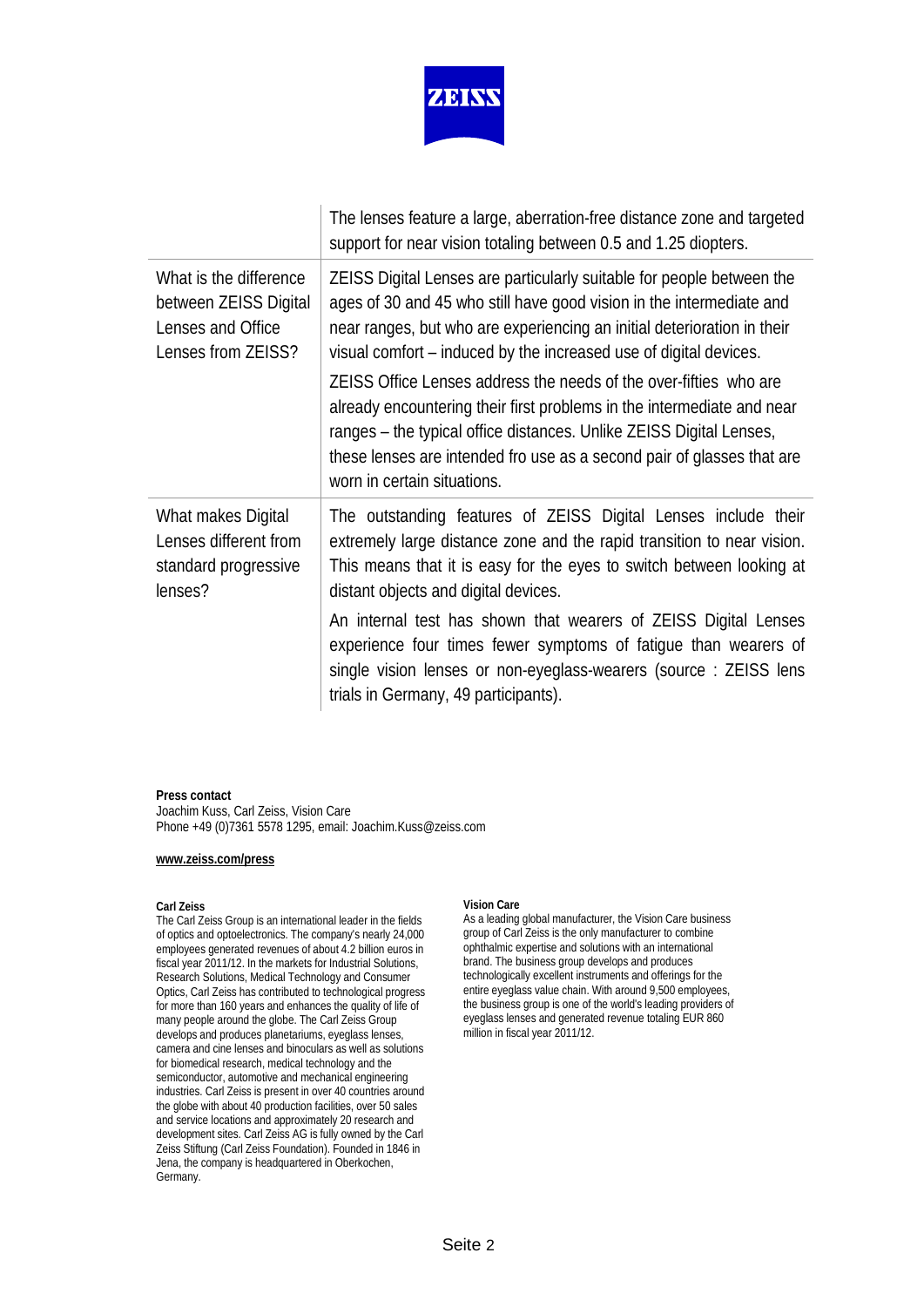| | |
|---|---|
| | The lenses feature a large, aberration-free distance zone and targeted support for near vision totaling between 0.5 and 1.25 diopters. |
| What is the difference between ZEISS Digital Lenses and Office Lenses from ZEISS? | ZEISS Digital Lenses are particularly suitable for people between the ages of 30 and 45 who still have good vision in the intermediate and near ranges, but who are experiencing an initial deterioration in their visual comfort – induced by the increased use of digital devices.<br><br>ZEISS Office Lenses address the needs of the over-fifties who are already encountering their first problems in the intermediate and near ranges – the typical office distances. Unlike ZEISS Digital Lenses, these lenses are intended fro use as a second pair of glasses that are worn in certain situations. |
| What makes Digital Lenses different from standard progressive lenses? | The outstanding features of ZEISS Digital Lenses include their extremely large distance zone and the rapid transition to near vision. This means that it is easy for the eyes to switch between looking at distant objects and digital devices.<br><br>An internal test has shown that wearers of ZEISS Digital Lenses experience four times fewer symptoms of fatigue than wearers of single vision lenses or non-eyeglass-wearers (source : ZEISS lens trials in Germany, 49 participants). |

**Press contact**
Joachim Kuss, Carl Zeiss, Vision Care
Phone +49 (0)7361 5578 1295, email: Joachim.Kuss@zeiss.com

**www.zeiss.com/press**

**Carl Zeiss**
The Carl Zeiss Group is an international leader in the fields of optics and optoelectronics. The company's nearly 24,000 employees generated revenues of about 4.2 billion euros in fiscal year 2011/12. In the markets for Industrial Solutions, Research Solutions, Medical Technology and Consumer Optics, Carl Zeiss has contributed to technological progress for more than 160 years and enhances the quality of life of many people around the globe. The Carl Zeiss Group develops and produces planetariums, eyeglass lenses, camera and cine lenses and binoculars as well as solutions for biomedical research, medical technology and the semiconductor, automotive and mechanical engineering industries. Carl Zeiss is present in over 40 countries around the globe with about 40 production facilities, over 50 sales and service locations and approximately 20 research and development sites. Carl Zeiss AG is fully owned by the Carl Zeiss Stiftung (Carl Zeiss Foundation). Founded in 1846 in Jena, the company is headquartered in Oberkochen, Germany.

**Vision Care**
As a leading global manufacturer, the Vision Care business group of Carl Zeiss is the only manufacturer to combine ophthalmic expertise and solutions with an international brand. The business group develops and produces technologically excellent instruments and offerings for the entire eyeglass value chain. With around 9,500 employees, the business group is one of the world's leading providers of eyeglass lenses and generated revenue totaling EUR 860 million in fiscal year 2011/12.